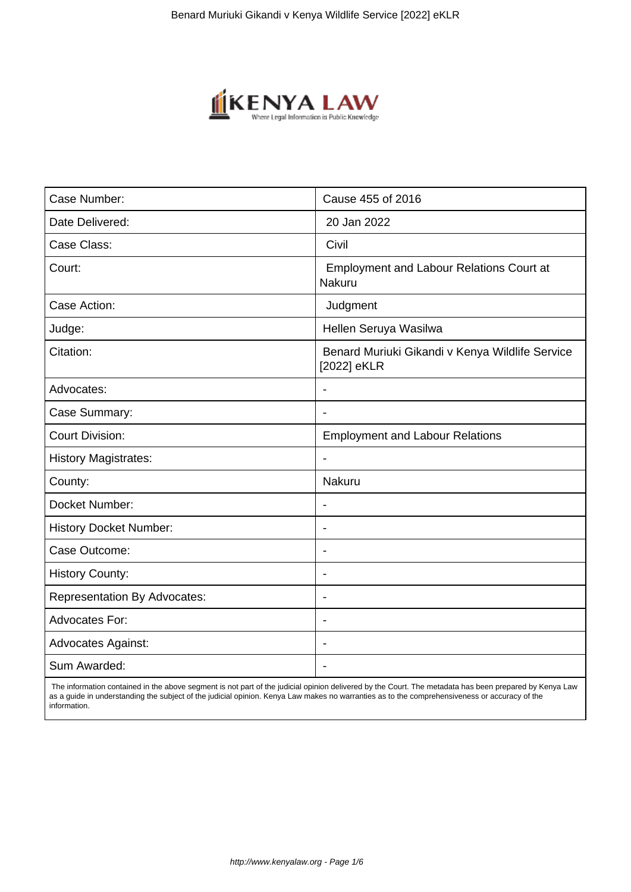| Case Number: | Cause 455 of 2016 |
|---|---|
| Date Delivered: | 20 Jan 2022 |
| Case Class: | Civil |
| Court: | Employment and Labour Relations Court at Nakuru |
| Case Action: | Judgment |
| Judge: | Hellen Seruya Wasilwa |
| Citation: | Benard Muriuki Gikandi v Kenya Wildlife Service [2022] eKLR |
| Advocates: | - |
| Case Summary: | - |
| Court Division: | Employment and Labour Relations |
| History Magistrates: | - |
| County: | Nakuru |
| Docket Number: | - |
| History Docket Number: | - |
| Case Outcome: | - |
| History County: | - |
| Representation By Advocates: | - |
| Advocates For: | - |
| Advocates Against: | - |
| Sum Awarded: | - |

The information contained in the above segment is not part of the judicial opinion delivered by the Court. The metadata has been prepared by Kenya Law as a guide in understanding the subject of the judicial opinion. Kenya Law makes no warranties as to the comprehensiveness or accuracy of the information.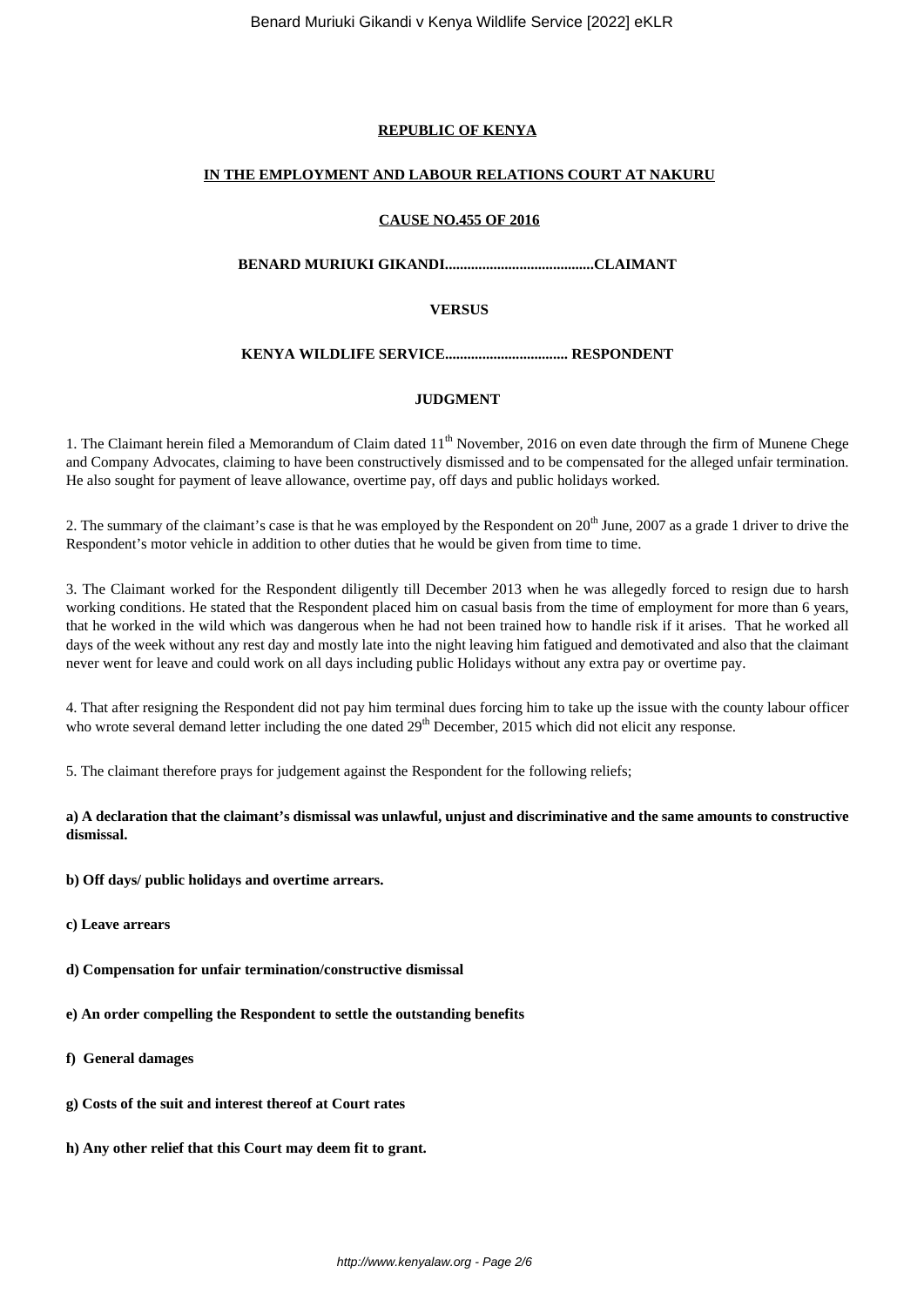**REPUBLIC OF KENYA**

**IN THE EMPLOYMENT AND LABOUR RELATIONS COURT AT NAKURU**

**CAUSE NO.455 OF 2016**

**BENARD MURIUKI GIKANDI.......................................CLAIMANT**

**VERSUS**

**KENYA WILDLIFE SERVICE................................. RESPONDENT**

**JUDGMENT**

1. The Claimant herein filed a Memorandum of Claim dated 11th November, 2016 on even date through the firm of Munene Chege and Company Advocates, claiming to have been constructively dismissed and to be compensated for the alleged unfair termination. He also sought for payment of leave allowance, overtime pay, off days and public holidays worked.

2. The summary of the claimant's case is that he was employed by the Respondent on 20th June, 2007 as a grade 1 driver to drive the Respondent's motor vehicle in addition to other duties that he would be given from time to time.

3. The Claimant worked for the Respondent diligently till December 2013 when he was allegedly forced to resign due to harsh working conditions. He stated that the Respondent placed him on casual basis from the time of employment for more than 6 years, that he worked in the wild which was dangerous when he had not been trained how to handle risk if it arises. That he worked all days of the week without any rest day and mostly late into the night leaving him fatigued and demotivated and also that the claimant never went for leave and could work on all days including public Holidays without any extra pay or overtime pay.

4. That after resigning the Respondent did not pay him terminal dues forcing him to take up the issue with the county labour officer who wrote several demand letter including the one dated 29th December, 2015 which did not elicit any response.

5. The claimant therefore prays for judgement against the Respondent for the following reliefs;

**a) A declaration that the claimant's dismissal was unlawful, unjust and discriminative and the same amounts to constructive dismissal.**

**b) Off days/ public holidays and overtime arrears.**

**c) Leave arrears**

**d) Compensation for unfair termination/constructive dismissal**

**e) An order compelling the Respondent to settle the outstanding benefits**

**f) General damages**

**g) Costs of the suit and interest thereof at Court rates**

**h) Any other relief that this Court may deem fit to grant.**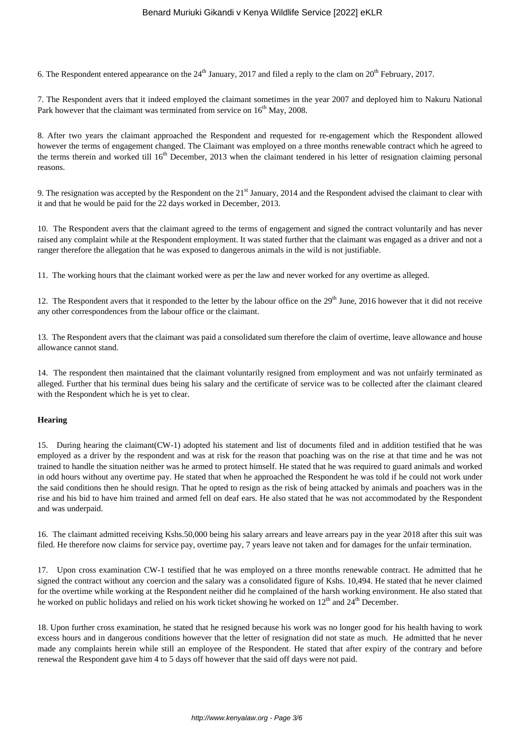6. The Respondent entered appearance on the 24th January, 2017 and filed a reply to the clam on 20th February, 2017.

7. The Respondent avers that it indeed employed the claimant sometimes in the year 2007 and deployed him to Nakuru National Park however that the claimant was terminated from service on 16th May, 2008.

8. After two years the claimant approached the Respondent and requested for re-engagement which the Respondent allowed however the terms of engagement changed. The Claimant was employed on a three months renewable contract which he agreed to the terms therein and worked till 16th December, 2013 when the claimant tendered in his letter of resignation claiming personal reasons.

9. The resignation was accepted by the Respondent on the 21st January, 2014 and the Respondent advised the claimant to clear with it and that he would be paid for the 22 days worked in December, 2013.

10. The Respondent avers that the claimant agreed to the terms of engagement and signed the contract voluntarily and has never raised any complaint while at the Respondent employment. It was stated further that the claimant was engaged as a driver and not a ranger therefore the allegation that he was exposed to dangerous animals in the wild is not justifiable.

11. The working hours that the claimant worked were as per the law and never worked for any overtime as alleged.

12. The Respondent avers that it responded to the letter by the labour office on the 29th June, 2016 however that it did not receive any other correspondences from the labour office or the claimant.

13. The Respondent avers that the claimant was paid a consolidated sum therefore the claim of overtime, leave allowance and house allowance cannot stand.

14. The respondent then maintained that the claimant voluntarily resigned from employment and was not unfairly terminated as alleged. Further that his terminal dues being his salary and the certificate of service was to be collected after the claimant cleared with the Respondent which he is yet to clear.

**Hearing**

15. During hearing the claimant(CW-1) adopted his statement and list of documents filed and in addition testified that he was employed as a driver by the respondent and was at risk for the reason that poaching was on the rise at that time and he was not trained to handle the situation neither was he armed to protect himself. He stated that he was required to guard animals and worked in odd hours without any overtime pay. He stated that when he approached the Respondent he was told if he could not work under the said conditions then he should resign. That he opted to resign as the risk of being attacked by animals and poachers was in the rise and his bid to have him trained and armed fell on deaf ears. He also stated that he was not accommodated by the Respondent and was underpaid.

16. The claimant admitted receiving Kshs.50,000 being his salary arrears and leave arrears pay in the year 2018 after this suit was filed. He therefore now claims for service pay, overtime pay, 7 years leave not taken and for damages for the unfair termination.

17. Upon cross examination CW-1 testified that he was employed on a three months renewable contract. He admitted that he signed the contract without any coercion and the salary was a consolidated figure of Kshs. 10,494. He stated that he never claimed for the overtime while working at the Respondent neither did he complained of the harsh working environment. He also stated that he worked on public holidays and relied on his work ticket showing he worked on 12th and 24th December.

18. Upon further cross examination, he stated that he resigned because his work was no longer good for his health having to work excess hours and in dangerous conditions however that the letter of resignation did not state as much. He admitted that he never made any complaints herein while still an employee of the Respondent. He stated that after expiry of the contrary and before renewal the Respondent gave him 4 to 5 days off however that the said off days were not paid.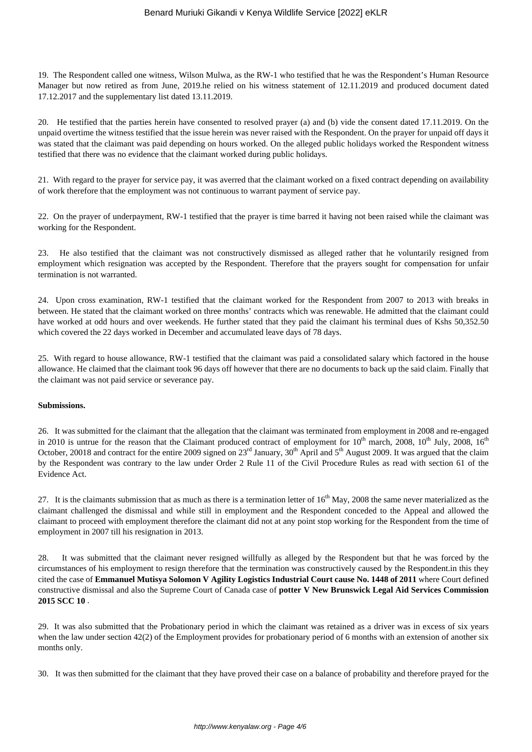19. The Respondent called one witness, Wilson Mulwa, as the RW-1 who testified that he was the Respondent's Human Resource Manager but now retired as from June, 2019.he relied on his witness statement of 12.11.2019 and produced document dated 17.12.2017 and the supplementary list dated 13.11.2019.

20. He testified that the parties herein have consented to resolved prayer (a) and (b) vide the consent dated 17.11.2019. On the unpaid overtime the witness testified that the issue herein was never raised with the Respondent. On the prayer for unpaid off days it was stated that the claimant was paid depending on hours worked. On the alleged public holidays worked the Respondent witness testified that there was no evidence that the claimant worked during public holidays.

21. With regard to the prayer for service pay, it was averred that the claimant worked on a fixed contract depending on availability of work therefore that the employment was not continuous to warrant payment of service pay.

22. On the prayer of underpayment, RW-1 testified that the prayer is time barred it having not been raised while the claimant was working for the Respondent.

23. He also testified that the claimant was not constructively dismissed as alleged rather that he voluntarily resigned from employment which resignation was accepted by the Respondent. Therefore that the prayers sought for compensation for unfair termination is not warranted.

24. Upon cross examination, RW-1 testified that the claimant worked for the Respondent from 2007 to 2013 with breaks in between. He stated that the claimant worked on three months' contracts which was renewable. He admitted that the claimant could have worked at odd hours and over weekends. He further stated that they paid the claimant his terminal dues of Kshs 50,352.50 which covered the 22 days worked in December and accumulated leave days of 78 days.

25. With regard to house allowance, RW-1 testified that the claimant was paid a consolidated salary which factored in the house allowance. He claimed that the claimant took 96 days off however that there are no documents to back up the said claim. Finally that the claimant was not paid service or severance pay.

**Submissions.**

26. It was submitted for the claimant that the allegation that the claimant was terminated from employment in 2008 and re-engaged in 2010 is untrue for the reason that the Claimant produced contract of employment for 10th march, 2008, 10th July, 2008, 16th October, 20018 and contract for the entire 2009 signed on 23rd January, 30th April and 5th August 2009. It was argued that the claim by the Respondent was contrary to the law under Order 2 Rule 11 of the Civil Procedure Rules as read with section 61 of the Evidence Act.

27. It is the claimants submission that as much as there is a termination letter of 16th May, 2008 the same never materialized as the claimant challenged the dismissal and while still in employment and the Respondent conceded to the Appeal and allowed the claimant to proceed with employment therefore the claimant did not at any point stop working for the Respondent from the time of employment in 2007 till his resignation in 2013.

28. It was submitted that the claimant never resigned willfully as alleged by the Respondent but that he was forced by the circumstances of his employment to resign therefore that the termination was constructively caused by the Respondent.in this they cited the case of **Emmanuel Mutisya Solomon V Agility Logistics Industrial Court cause No. 1448 of 2011** where Court defined constructive dismissal and also the Supreme Court of Canada case of **potter V New Brunswick Legal Aid Services Commission 2015 SCC 10** .

29. It was also submitted that the Probationary period in which the claimant was retained as a driver was in excess of six years when the law under section 42(2) of the Employment provides for probationary period of 6 months with an extension of another six months only.

30. It was then submitted for the claimant that they have proved their case on a balance of probability and therefore prayed for the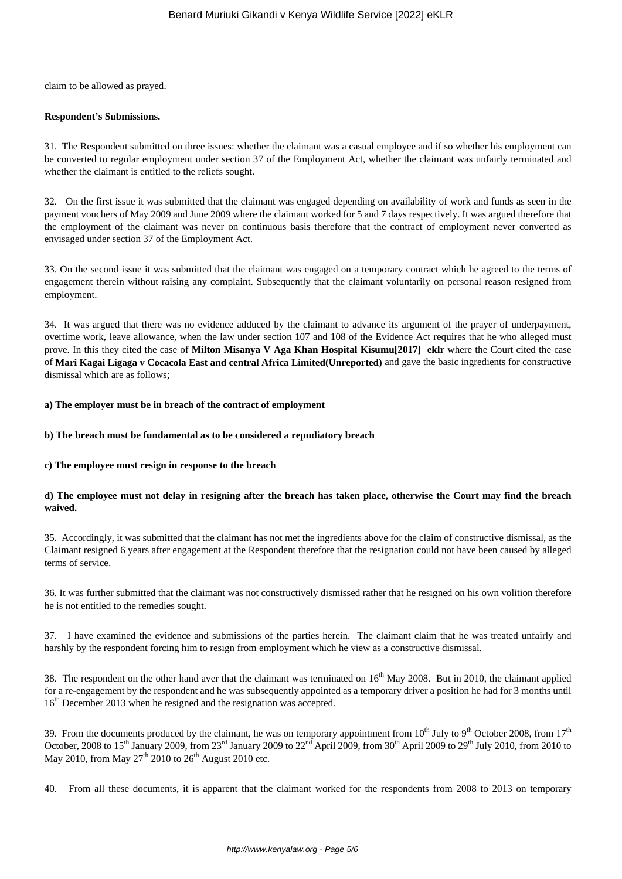claim to be allowed as prayed.

**Respondent's Submissions.**

31. The Respondent submitted on three issues: whether the claimant was a casual employee and if so whether his employment can be converted to regular employment under section 37 of the Employment Act, whether the claimant was unfairly terminated and whether the claimant is entitled to the reliefs sought.

32. On the first issue it was submitted that the claimant was engaged depending on availability of work and funds as seen in the payment vouchers of May 2009 and June 2009 where the claimant worked for 5 and 7 days respectively. It was argued therefore that the employment of the claimant was never on continuous basis therefore that the contract of employment never converted as envisaged under section 37 of the Employment Act.

33. On the second issue it was submitted that the claimant was engaged on a temporary contract which he agreed to the terms of engagement therein without raising any complaint. Subsequently that the claimant voluntarily on personal reason resigned from employment.

34. It was argued that there was no evidence adduced by the claimant to advance its argument of the prayer of underpayment, overtime work, leave allowance, when the law under section 107 and 108 of the Evidence Act requires that he who alleged must prove. In this they cited the case of **Milton Misanya V Aga Khan Hospital Kisumu[2017] eklr** where the Court cited the case of **Mari Kagai Ligaga v Cocacola East and central Africa Limited(Unreported)** and gave the basic ingredients for constructive dismissal which are as follows;

**a) The employer must be in breach of the contract of employment**

**b) The breach must be fundamental as to be considered a repudiatory breach**

**c) The employee must resign in response to the breach**

**d) The employee must not delay in resigning after the breach has taken place, otherwise the Court may find the breach waived.**

35. Accordingly, it was submitted that the claimant has not met the ingredients above for the claim of constructive dismissal, as the Claimant resigned 6 years after engagement at the Respondent therefore that the resignation could not have been caused by alleged terms of service.

36. It was further submitted that the claimant was not constructively dismissed rather that he resigned on his own volition therefore he is not entitled to the remedies sought.

37. I have examined the evidence and submissions of the parties herein. The claimant claim that he was treated unfairly and harshly by the respondent forcing him to resign from employment which he view as a constructive dismissal.

38. The respondent on the other hand aver that the claimant was terminated on 16th May 2008. But in 2010, the claimant applied for a re-engagement by the respondent and he was subsequently appointed as a temporary driver a position he had for 3 months until 16th December 2013 when he resigned and the resignation was accepted.

39. From the documents produced by the claimant, he was on temporary appointment from 10th July to 9th October 2008, from 17th October, 2008 to 15th January 2009, from 23rd January 2009 to 22nd April 2009, from 30th April 2009 to 29th July 2010, from 2010 to May 2010, from May 27th 2010 to 26th August 2010 etc.

40. From all these documents, it is apparent that the claimant worked for the respondents from 2008 to 2013 on temporary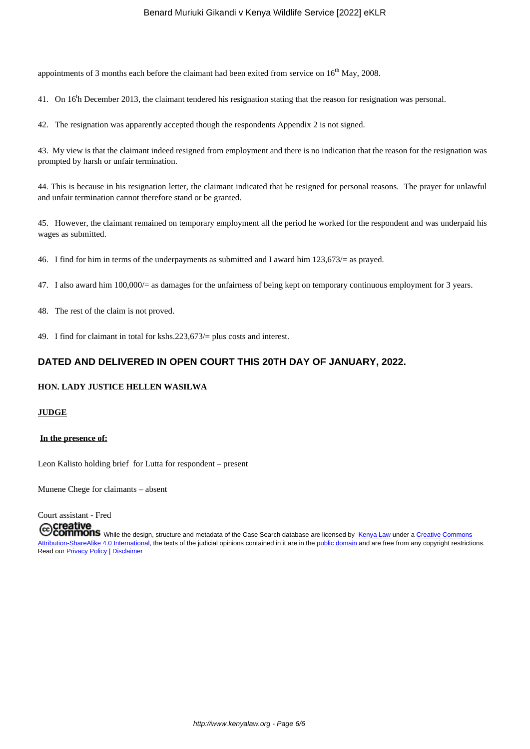appointments of 3 months each before the claimant had been exited from service on 16th May, 2008.

41. On 16th December 2013, the claimant tendered his resignation stating that the reason for resignation was personal.

42. The resignation was apparently accepted though the respondents Appendix 2 is not signed.

43. My view is that the claimant indeed resigned from employment and there is no indication that the reason for the resignation was prompted by harsh or unfair termination.

44. This is because in his resignation letter, the claimant indicated that he resigned for personal reasons. The prayer for unlawful and unfair termination cannot therefore stand or be granted.

45. However, the claimant remained on temporary employment all the period he worked for the respondent and was underpaid his wages as submitted.

46. I find for him in terms of the underpayments as submitted and I award him 123,673/= as prayed.

47. I also award him 100,000/= as damages for the unfairness of being kept on temporary continuous employment for 3 years.

48. The rest of the claim is not proved.

49. I find for claimant in total for kshs.223,673/= plus costs and interest.

## DATED AND DELIVERED IN OPEN COURT THIS 20TH DAY OF JANUARY, 2022.

**HON. LADY JUSTICE HELLEN WASILWA**

**JUDGE**

**In the presence of:**

Leon Kalisto holding brief for Lutta for respondent – present

Munene Chege for claimants – absent

Court assistant - Fred

While the design, structure and metadata of the Case Search database are licensed by Kenya Law under a Creative Commons Attribution-ShareAlike 4.0 International, the texts of the judicial opinions contained in it are in the public domain and are free from any copyright restrictions. Read our Privacy Policy | Disclaimer